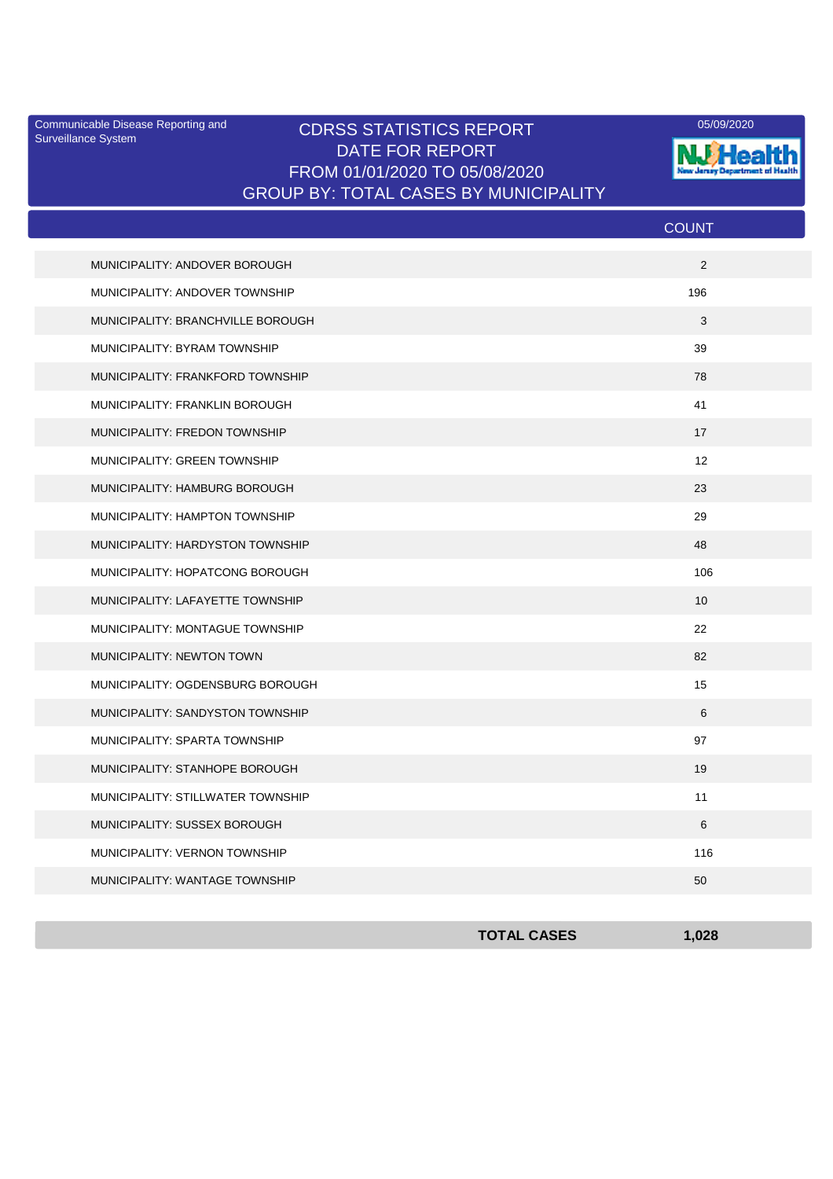Communicable Disease Reporting and Surveillance System

# CDRSS STATISTICS REPORT
## DATE FOR REPORT
## FROM 01/01/2020 TO 05/08/2020
## GROUP BY: TOTAL CASES BY MUNICIPALITY

05/09/2020

| | COUNT |
|---|---|
| MUNICIPALITY: ANDOVER BOROUGH | 2 |
| MUNICIPALITY: ANDOVER TOWNSHIP | 196 |
| MUNICIPALITY: BRANCHVILLE BOROUGH | 3 |
| MUNICIPALITY: BYRAM TOWNSHIP | 39 |
| MUNICIPALITY: FRANKFORD TOWNSHIP | 78 |
| MUNICIPALITY: FRANKLIN BOROUGH | 41 |
| MUNICIPALITY: FREDON TOWNSHIP | 17 |
| MUNICIPALITY: GREEN TOWNSHIP | 12 |
| MUNICIPALITY: HAMBURG BOROUGH | 23 |
| MUNICIPALITY: HAMPTON TOWNSHIP | 29 |
| MUNICIPALITY: HARDYSTON TOWNSHIP | 48 |
| MUNICIPALITY: HOPATCONG BOROUGH | 106 |
| MUNICIPALITY: LAFAYETTE TOWNSHIP | 10 |
| MUNICIPALITY: MONTAGUE TOWNSHIP | 22 |
| MUNICIPALITY: NEWTON TOWN | 82 |
| MUNICIPALITY: OGDENSBURG BOROUGH | 15 |
| MUNICIPALITY: SANDYSTON TOWNSHIP | 6 |
| MUNICIPALITY: SPARTA TOWNSHIP | 97 |
| MUNICIPALITY: STANHOPE BOROUGH | 19 |
| MUNICIPALITY: STILLWATER TOWNSHIP | 11 |
| MUNICIPALITY: SUSSEX BOROUGH | 6 |
| MUNICIPALITY: VERNON TOWNSHIP | 116 |
| MUNICIPALITY: WANTAGE TOWNSHIP | 50 |
| **TOTAL CASES** | **1,028** |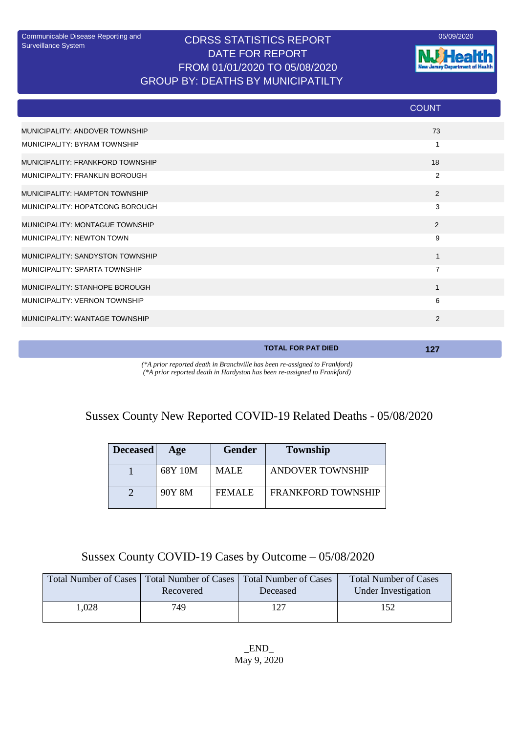Communicable Disease Reporting and Surveillance System

# CDRSS STATISTICS REPORT
DATE FOR REPORT
FROM 01/01/2020 TO 05/08/2020
GROUP BY: DEATHS BY MUNICIPATILTY

05/09/2020

| | COUNT |
|---|---|
| MUNICIPALITY: ANDOVER TOWNSHIP | 73 |
| MUNICIPALITY: BYRAM TOWNSHIP | 1 |
| MUNICIPALITY: FRANKFORD TOWNSHIP | 18 |
| MUNICIPALITY: FRANKLIN BOROUGH | 2 |
| MUNICIPALITY: HAMPTON TOWNSHIP | 2 |
| MUNICIPALITY: HOPATCONG BOROUGH | 3 |
| MUNICIPALITY: MONTAGUE TOWNSHIP | 2 |
| MUNICIPALITY: NEWTON TOWN | 9 |
| MUNICIPALITY: SANDYSTON TOWNSHIP | 1 |
| MUNICIPALITY: SPARTA TOWNSHIP | 7 |
| MUNICIPALITY: STANHOPE BOROUGH | 1 |
| MUNICIPALITY: VERNON TOWNSHIP | 6 |
| MUNICIPALITY: WANTAGE TOWNSHIP | 2 |
| **TOTAL FOR PAT DIED** | **127** |

*(*A prior reported death in Branchville has been re-assigned to Frankford)*
*(*A prior reported death in Hardyston has been re-assigned to Frankford)*

## Sussex County New Reported COVID-19 Related Deaths - 05/08/2020

| Deceased | Age | Gender | Township |
|---|---|---|---|
| 1 | 68Y 10M | MALE | ANDOVER TOWNSHIP |
| 2 | 90Y 8M | FEMALE | FRANKFORD TOWNSHIP |

## Sussex County COVID-19 Cases by Outcome – 05/08/2020

| Total Number of Cases | Total Number of Cases Recovered | Total Number of Cases Deceased | Total Number of Cases Under Investigation |
|---|---|---|---|
| 1,028 | 749 | 127 | 152 |

_END_
May 9, 2020